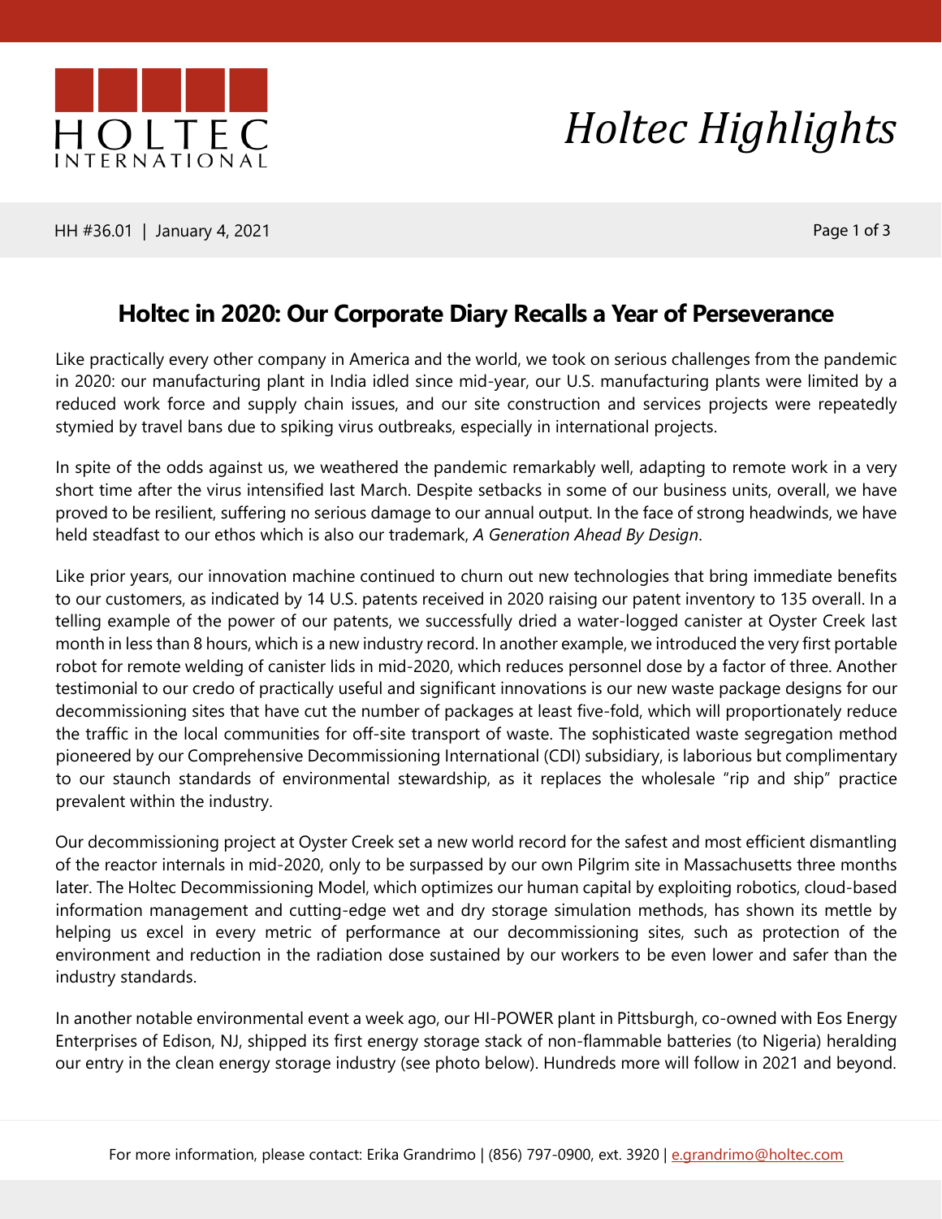# Holtec Highlights

HH #36.01 | January 4, 2021

## Holtec in 2020: Our Corporate Diary Recalls a Year of Perseverance

Like practically every other company in America and the world, we took on serious challenges from the pandemic in 2020: our manufacturing plant in India idled since mid-year, our U.S. manufacturing plants were limited by a reduced work force and supply chain issues, and our site construction and services projects were repeatedly stymied by travel bans due to spiking virus outbreaks, especially in international projects.

In spite of the odds against us, we weathered the pandemic remarkably well, adapting to remote work in a very short time after the virus intensified last March. Despite setbacks in some of our business units, overall, we have proved to be resilient, suffering no serious damage to our annual output. In the face of strong headwinds, we have held steadfast to our ethos which is also our trademark, *A Generation Ahead By Design*.

Like prior years, our innovation machine continued to churn out new technologies that bring immediate benefits to our customers, as indicated by 14 U.S. patents received in 2020 raising our patent inventory to 135 overall. In a telling example of the power of our patents, we successfully dried a water-logged canister at Oyster Creek last month in less than 8 hours, which is a new industry record. In another example, we introduced the very first portable robot for remote welding of canister lids in mid-2020, which reduces personnel dose by a factor of three. Another testimonial to our credo of practically useful and significant innovations is our new waste package designs for our decommissioning sites that have cut the number of packages at least five-fold, which will proportionately reduce the traffic in the local communities for off-site transport of waste. The sophisticated waste segregation method pioneered by our Comprehensive Decommissioning International (CDI) subsidiary, is laborious but complimentary to our staunch standards of environmental stewardship, as it replaces the wholesale "rip and ship" practice prevalent within the industry.

Our decommissioning project at Oyster Creek set a new world record for the safest and most efficient dismantling of the reactor internals in mid-2020, only to be surpassed by our own Pilgrim site in Massachusetts three months later. The Holtec Decommissioning Model, which optimizes our human capital by exploiting robotics, cloud-based information management and cutting-edge wet and dry storage simulation methods, has shown its mettle by helping us excel in every metric of performance at our decommissioning sites, such as protection of the environment and reduction in the radiation dose sustained by our workers to be even lower and safer than the industry standards.

In another notable environmental event a week ago, our HI-POWER plant in Pittsburgh, co-owned with Eos Energy Enterprises of Edison, NJ, shipped its first energy storage stack of non-flammable batteries (to Nigeria) heralding our entry in the clean energy storage industry (see photo below). Hundreds more will follow in 2021 and beyond.

For more information, please contact: Erika Grandrimo | (856) 797-0900, ext. 3920 | e.grandrimo@holtec.com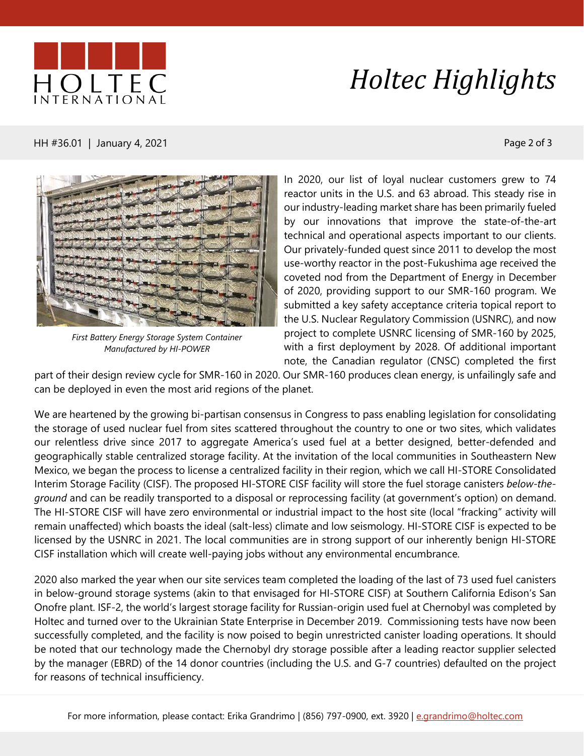First Battery Energy Storage System Container Manufactured by HI-POWER

In 2020, our list of loyal nuclear customers grew to 74 reactor units in the U.S. and 63 abroad. This steady rise in our industry-leading market share has been primarily fueled by our innovations that improve the state-of-the-art technical and operational aspects important to our clients. Our privately-funded quest since 2011 to develop the most use-worthy reactor in the post-Fukushima age received the coveted nod from the Department of Energy in December of 2020, providing support to our SMR-160 program. We submitted a key safety acceptance criteria topical report to the U.S. Nuclear Regulatory Commission (USNRC), and now project to complete USNRC licensing of SMR-160 by 2025, with a first deployment by 2028. Of additional important note, the Canadian regulator (CNSC) completed the first part of their design review cycle for SMR-160 in 2020. Our SMR-160 produces clean energy, is unfailingly safe and can be deployed in even the most arid regions of the planet.

We are heartened by the growing bi-partisan consensus in Congress to pass enabling legislation for consolidating the storage of used nuclear fuel from sites scattered throughout the country to one or two sites, which validates our relentless drive since 2017 to aggregate America's used fuel at a better designed, better-defended and geographically stable centralized storage facility. At the invitation of the local communities in Southeastern New Mexico, we began the process to license a centralized facility in their region, which we call HI-STORE Consolidated Interim Storage Facility (CISF). The proposed HI-STORE CISF facility will store the fuel storage canisters *below-the-ground* and can be readily transported to a disposal or reprocessing facility (at government's option) on demand. The HI-STORE CISF will have zero environmental or industrial impact to the host site (local "fracking" activity will remain unaffected) which boasts the ideal (salt-less) climate and low seismology. HI-STORE CISF is expected to be licensed by the USNRC in 2021. The local communities are in strong support of our inherently benign HI-STORE CISF installation which will create well-paying jobs without any environmental encumbrance.

2020 also marked the year when our site services team completed the loading of the last of 73 used fuel canisters in below-ground storage systems (akin to that envisaged for HI-STORE CISF) at Southern California Edison's San Onofre plant. ISF-2, the world's largest storage facility for Russian-origin used fuel at Chernobyl was completed by Holtec and turned over to the Ukrainian State Enterprise in December 2019. Commissioning tests have now been successfully completed, and the facility is now poised to begin unrestricted canister loading operations. It should be noted that our technology made the Chernobyl dry storage possible after a leading reactor supplier selected by the manager (EBRD) of the 14 donor countries (including the U.S. and G-7 countries) defaulted on the project for reasons of technical insufficiency.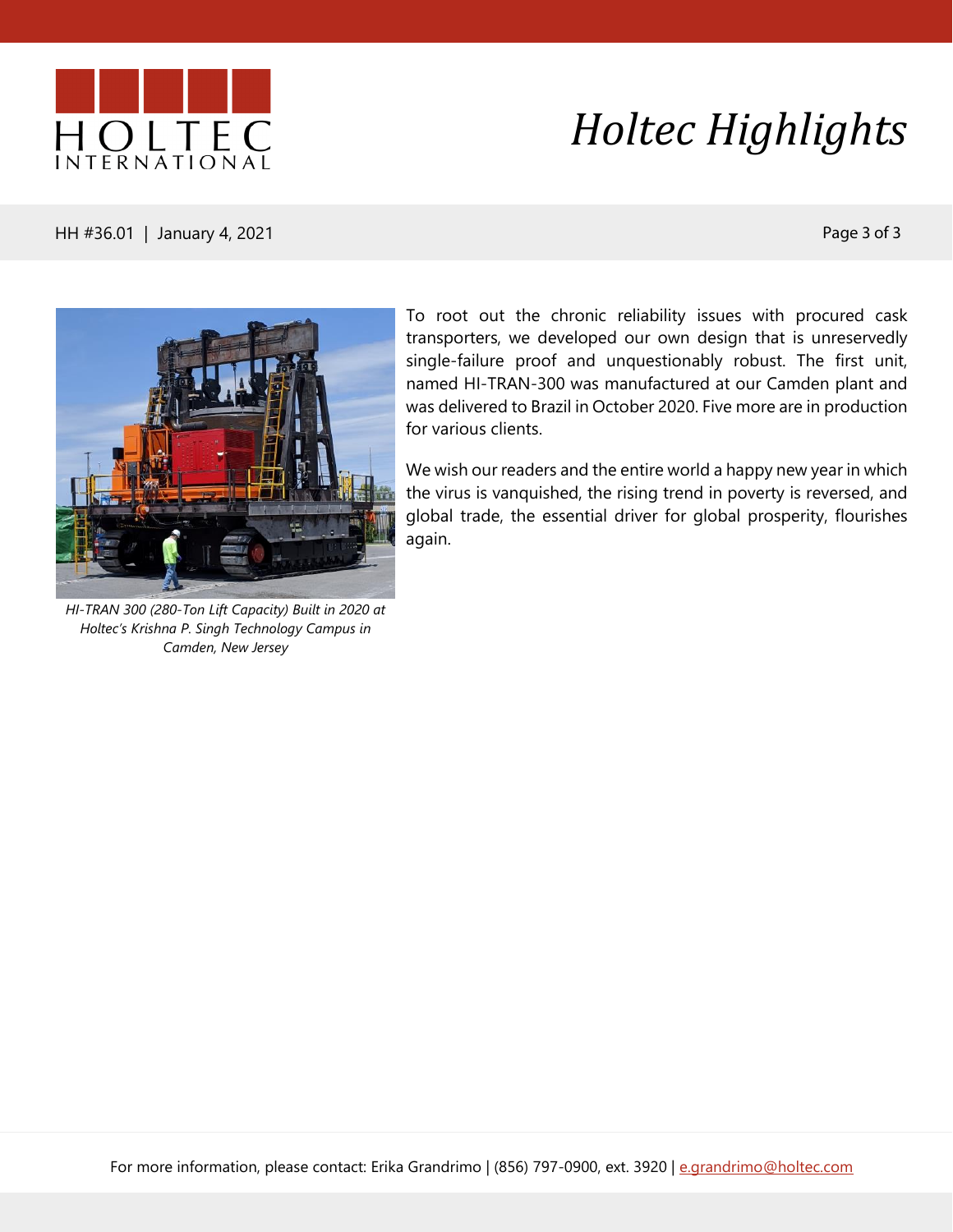HI-TRAN 300 (280-Ton Lift Capacity) Built in 2020 at Holtec's Krishna P. Singh Technology Campus in Camden, New Jersey

To root out the chronic reliability issues with procured cask transporters, we developed our own design that is unreservedly single-failure proof and unquestionably robust. The first unit, named HI-TRAN-300 was manufactured at our Camden plant and was delivered to Brazil in October 2020. Five more are in production for various clients.

We wish our readers and the entire world a happy new year in which the virus is vanquished, the rising trend in poverty is reversed, and global trade, the essential driver for global prosperity, flourishes again.

For more information, please contact: Erika Grandrimo | (856) 797-0900, ext. 3920 | e.grandrimo@holtec.com